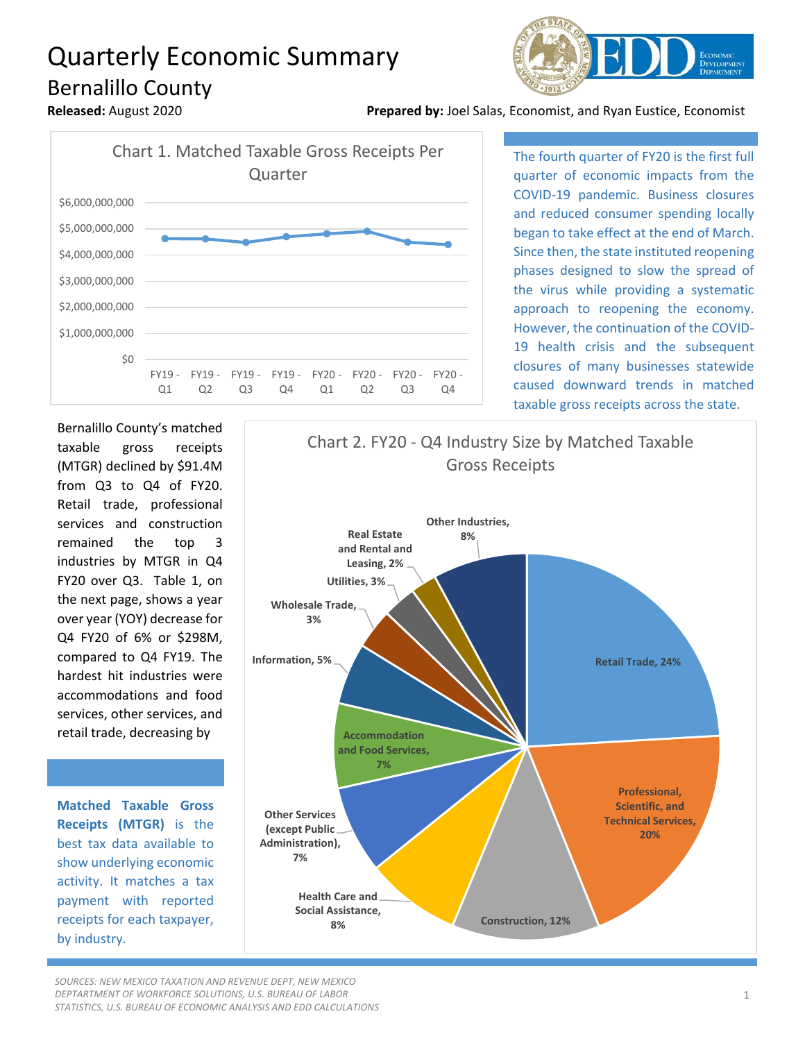# Quarterly Economic Summary

## Bernalillo County

**Released:** August 2020

**Prepared by:** Joel Salas, Economist, and Ryan Eustice, Economist

Chart 1. Matched Taxable Gross Receipts Per Quarter

The fourth quarter of FY20 is the first full quarter of economic impacts from the COVID-19 pandemic. Business closures and reduced consumer spending locally began to take effect at the end of March. Since then, the state instituted reopening phases designed to slow the spread of the virus while providing a systematic approach to reopening the economy. However, the continuation of the COVID-19 health crisis and the subsequent closures of many businesses statewide caused downward trends in matched taxable gross receipts across the state.

Bernalillo County's matched taxable gross receipts (MTGR) declined by $91.4M from Q3 to Q4 of FY20. Retail trade, professional services and construction remained the top 3 industries by MTGR in Q4 FY20 over Q3. Table 1, on the next page, shows a year over year (YOY) decrease for Q4 FY20 of 6% or $298M, compared to Q4 FY19. The hardest hit industries were accommodations and food services, other services, and retail trade, decreasing by

Chart 2. FY20 - Q4 Industry Size by Matched Taxable Gross Receipts

**Matched Taxable Gross Receipts (MTGR)** is the best tax data available to show underlying economic activity. It matches a tax payment with reported receipts for each taxpayer, by industry.

*SOURCES: NEW MEXICO TAXATION AND REVENUE DEPT, NEW MEXICO DEPTARTMENT OF WORKFORCE SOLUTIONS, U.S. BUREAU OF LABOR STATISTICS, U.S. BUREAU OF ECONOMIC ANALYSIS AND EDD CALCULATIONS*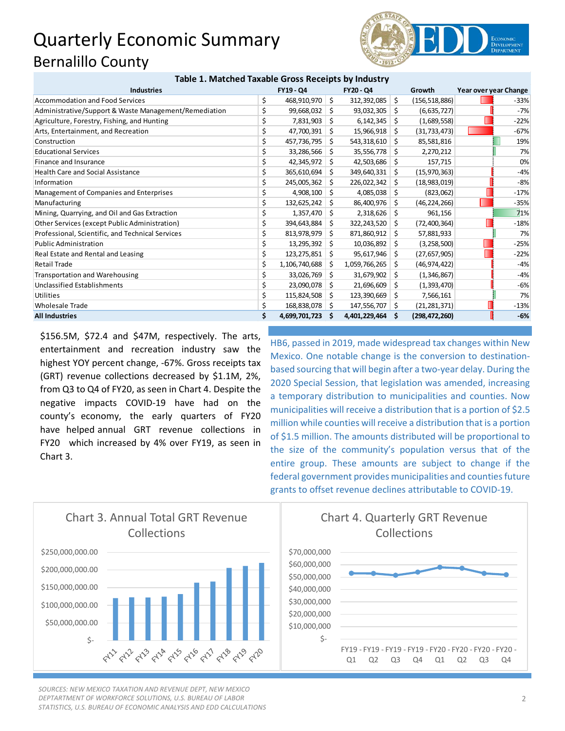# Quarterly Economic Summary

## Bernalillo County

**Table 1. Matched Taxable Gross Receipts by Industry**

| Industries | FY19 - Q4 | FY20 - Q4 | Growth | Year over year Change |
|---|---|---|---|---|
| Accommodation and Food Services | $ 468,910,970 | $ 312,392,085 | $ (156,518,886) | -33% |
| Administrative/Support & Waste Management/Remediation | $ 99,668,032 | $ 93,032,305 | $ (6,635,727) | -7% |
| Agriculture, Forestry, Fishing, and Hunting | $ 7,831,903 | $ 6,142,345 | $ (1,689,558) | -22% |
| Arts, Entertainment, and Recreation | $ 47,700,391 | $ 15,966,918 | $ (31,733,473) | -67% |
| Construction | $ 457,736,795 | $ 543,318,610 | $ 85,581,816 | 19% |
| Educational Services | $ 33,286,566 | $ 35,556,778 | $ 2,270,212 | 7% |
| Finance and Insurance | $ 42,345,972 | $ 42,503,686 | $ 157,715 | 0% |
| Health Care and Social Assistance | $ 365,610,694 | $ 349,640,331 | $ (15,970,363) | -4% |
| Information | $ 245,005,362 | $ 226,022,342 | $ (18,983,019) | -8% |
| Management of Companies and Enterprises | $ 4,908,100 | $ 4,085,038 | $ (823,062) | -17% |
| Manufacturing | $ 132,625,242 | $ 86,400,976 | $ (46,224,266) | -35% |
| Mining, Quarrying, and Oil and Gas Extraction | $ 1,357,470 | $ 2,318,626 | $ 961,156 | 71% |
| Other Services (except Public Administration) | $ 394,643,884 | $ 322,243,520 | $ (72,400,364) | -18% |
| Professional, Scientific, and Technical Services | $ 813,978,979 | $ 871,860,912 | $ 57,881,933 | 7% |
| Public Administration | $ 13,295,392 | $ 10,036,892 | $ (3,258,500) | -25% |
| Real Estate and Rental and Leasing | $ 123,275,851 | $ 95,617,946 | $ (27,657,905) | -22% |
| Retail Trade | $ 1,106,740,688 | $ 1,059,766,265 | $ (46,974,422) | -4% |
| Transportation and Warehousing | $ 33,026,769 | $ 31,679,902 | $ (1,346,867) | -4% |
| Unclassified Establishments | $ 23,090,078 | $ 21,696,609 | $ (1,393,470) | -6% |
| Utilities | $ 115,824,508 | $ 123,390,669 | $ 7,566,161 | 7% |
| Wholesale Trade | $ 168,838,078 | $ 147,556,707 | $ (21,281,371) | -13% |
| **All Industries** | **$ 4,699,701,723** | **$ 4,401,229,464** | **$ (298,472,260)** | **-6%** |

$156.5M, $72.4 and $47M, respectively. The arts, entertainment and recreation industry saw the highest YOY percent change, -67%. Gross receipts tax (GRT) revenue collections decreased by $1.1M, 2%, from Q3 to Q4 of FY20, as seen in Chart 4. Despite the negative impacts COVID-19 have had on the county's economy, the early quarters of FY20 have helped annual GRT revenue collections in FY20 which increased by 4% over FY19, as seen in Chart 3.

HB6, passed in 2019, made widespread tax changes within New Mexico. One notable change is the conversion to destination-based sourcing that will begin after a two-year delay. During the 2020 Special Session, that legislation was amended, increasing a temporary distribution to municipalities and counties. Now municipalities will receive a distribution that is a portion of $2.5 million while counties will receive a distribution that is a portion of $1.5 million. The amounts distributed will be proportional to the size of the community's population versus that of the entire group. These amounts are subject to change if the federal government provides municipalities and counties future grants to offset revenue declines attributable to COVID-19.

Chart 3. Annual Total GRT Revenue Collections

Chart 4. Quarterly GRT Revenue Collections

*SOURCES: NEW MEXICO TAXATION AND REVENUE DEPT, NEW MEXICO DEPTARTMENT OF WORKFORCE SOLUTIONS, U.S. BUREAU OF LABOR STATISTICS, U.S. BUREAU OF ECONOMIC ANALYSIS AND EDD CALCULATIONS*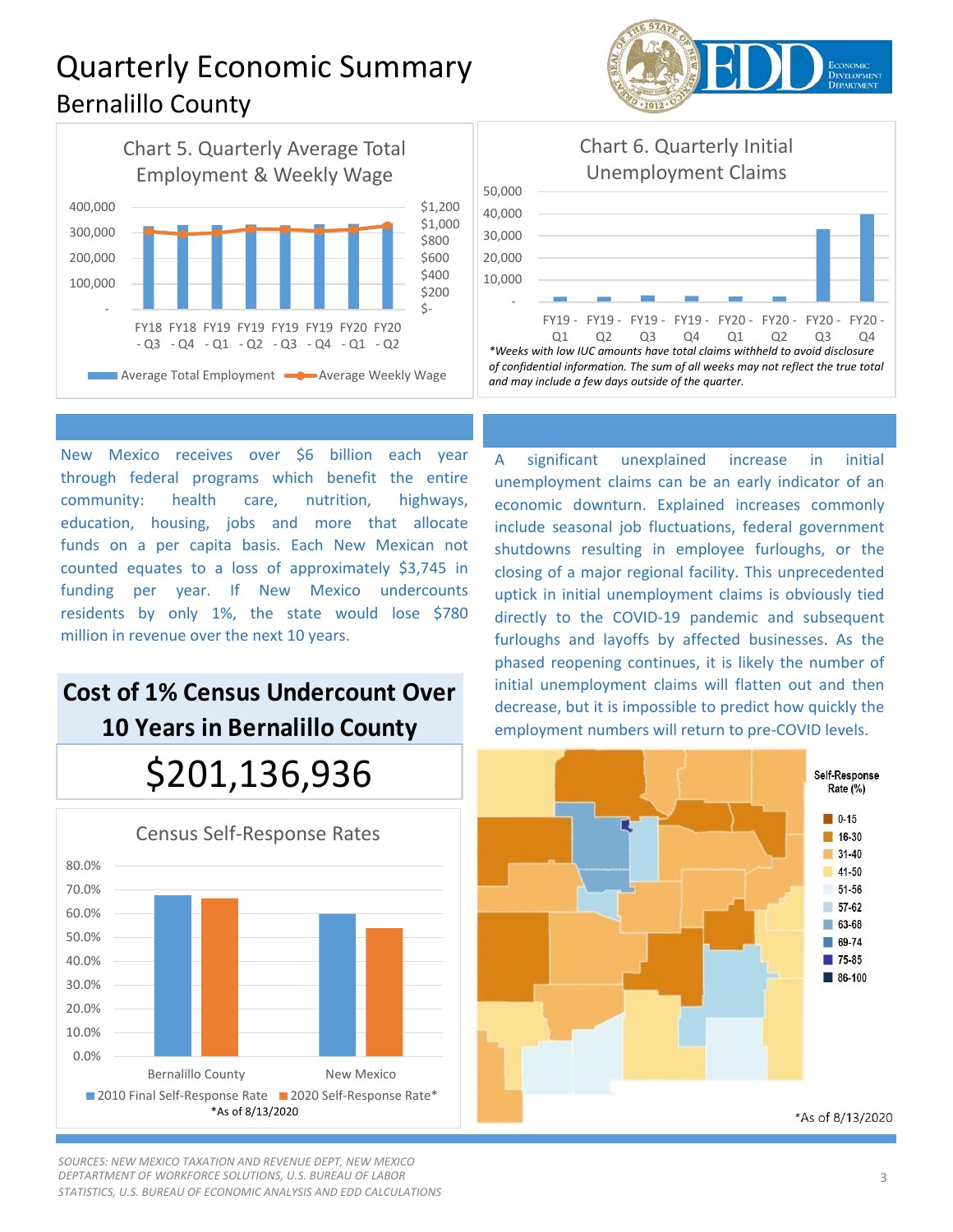# Quarterly Economic Summary

## Bernalillo County

Chart 5. Quarterly Average Total Employment & Weekly Wage

400,000
300,000
200,000
100,000
-

$1,200
$1,000
$800
$600
$400
$200
$-

FY18 - Q3, FY18 - Q4, FY19 - Q1, FY19 - Q2, FY19 - Q3, FY19 - Q4, FY20 - Q1, FY20 - Q2

Average Total Employment — Average Weekly Wage

Chart 6. Quarterly Initial Unemployment Claims

50,000
40,000
30,000
20,000
10,000
-

FY19 - Q1, FY19 - Q2, FY19 - Q3, FY19 - Q4, FY20 - Q1, FY20 - Q2, FY20 - Q3, FY20 - Q4

*\*Weeks with low IUC amounts have total claims withheld to avoid disclosure of confidential information. The sum of all weeks may not reflect the true total and may include a few days outside of the quarter.*

New Mexico receives over $6 billion each year through federal programs which benefit the entire community: health care, nutrition, highways, education, housing, jobs and more that allocate funds on a per capita basis. Each New Mexican not counted equates to a loss of approximately $3,745 in funding per year. If New Mexico undercounts residents by only 1%, the state would lose $780 million in revenue over the next 10 years.

**Cost of 1% Census Undercount Over 10 Years in Bernalillo County**

$201,136,936

Census Self-Response Rates

80.0%
70.0%
60.0%
50.0%
40.0%
30.0%
20.0%
10.0%
0.0%

Bernalillo County, New Mexico

2010 Final Self-Response Rate — 2020 Self-Response Rate*

*As of 8/13/2020

A significant unexplained increase in initial unemployment claims can be an early indicator of an economic downturn. Explained increases commonly include seasonal job fluctuations, federal government shutdowns resulting in employee furloughs, or the closing of a major regional facility. This unprecedented uptick in initial unemployment claims is obviously tied directly to the COVID-19 pandemic and subsequent furloughs and layoffs by affected businesses. As the phased reopening continues, it is likely the number of initial unemployment claims will flatten out and then decrease, but it is impossible to predict how quickly the employment numbers will return to pre-COVID levels.

Self-Response Rate (%)

0-15
16-30
31-40
41-50
51-56
57-62
63-68
69-74
75-85
86-100

*As of 8/13/2020

*SOURCES: NEW MEXICO TAXATION AND REVENUE DEPT, NEW MEXICO DEPTARTMENT OF WORKFORCE SOLUTIONS, U.S. BUREAU OF LABOR STATISTICS, U.S. BUREAU OF ECONOMIC ANALYSIS AND EDD CALCULATIONS*